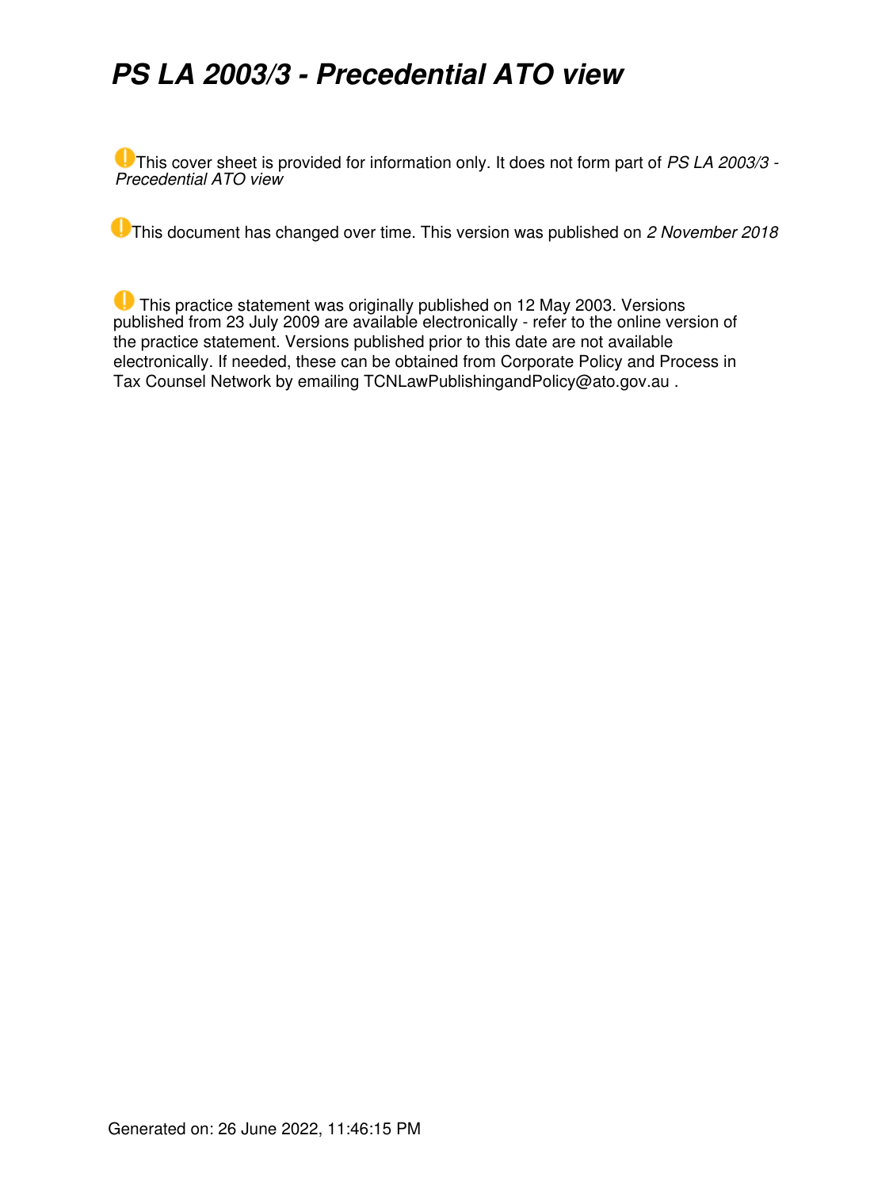# *PS LA 2003/3 - Precedential ATO view*

This cover sheet is provided for information only. It does not form part of *PS LA 2003/3 - Precedential ATO view*

This document has changed over time. This version was published on *2 November 2018*

This practice statement was originally published on 12 May 2003. Versions published from 23 July 2009 are available electronically - refer to the online version of the practice statement. Versions published prior to this date are not available electronically. If needed, these can be obtained from Corporate Policy and Process in Tax Counsel Network by emailing TCNLawPublishingandPolicy@ato.gov.au .

Generated on: 26 June 2022, 11:46:15 PM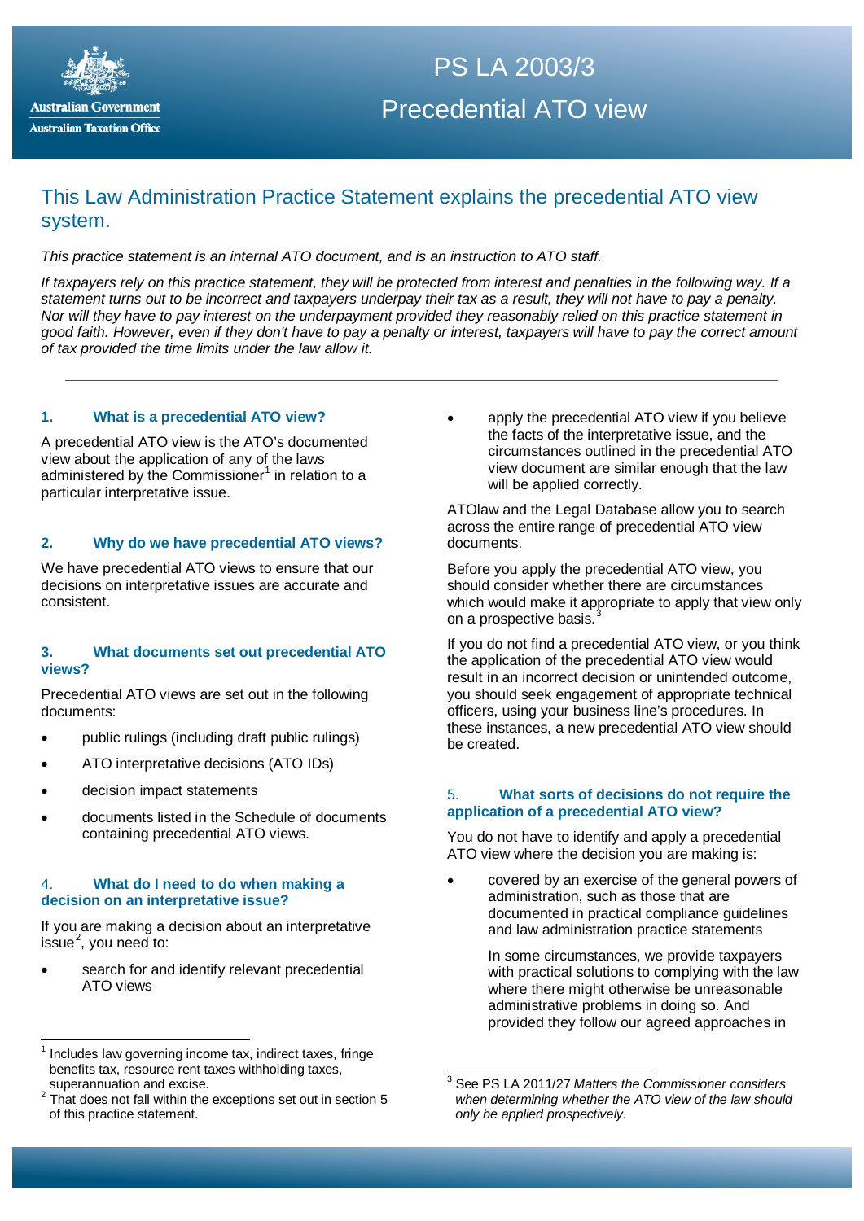# PS LA 2003/3

# Precedential ATO view

## This Law Administration Practice Statement explains the precedential ATO view system.

*This practice statement is an internal ATO document, and is an instruction to ATO staff.*

*If taxpayers rely on this practice statement, they will be protected from interest and penalties in the following way. If a statement turns out to be incorrect and taxpayers underpay their tax as a result, they will not have to pay a penalty. Nor will they have to pay interest on the underpayment provided they reasonably relied on this practice statement in good faith. However, even if they don't have to pay a penalty or interest, taxpayers will have to pay the correct amount of tax provided the time limits under the law allow it.*

---

### 1. What is a precedential ATO view?

A precedential ATO view is the ATO's documented view about the application of any of the laws administered by the Commissioner[1] in relation to a particular interpretative issue.

### 2. Why do we have precedential ATO views?

We have precedential ATO views to ensure that our decisions on interpretative issues are accurate and consistent.

### 3. What documents set out precedential ATO views?

Precedential ATO views are set out in the following documents:

- public rulings (including draft public rulings)
- ATO interpretative decisions (ATO IDs)
- decision impact statements
- documents listed in the Schedule of documents containing precedential ATO views.

### 4. What do I need to do when making a decision on an interpretative issue?

If you are making a decision about an interpretative issue[2], you need to:

- search for and identify relevant precedential ATO views
- apply the precedential ATO view if you believe the facts of the interpretative issue, and the circumstances outlined in the precedential ATO view document are similar enough that the law will be applied correctly.

ATOlaw and the Legal Database allow you to search across the entire range of precedential ATO view documents.

Before you apply the precedential ATO view, you should consider whether there are circumstances which would make it appropriate to apply that view only on a prospective basis.[3]

If you do not find a precedential ATO view, or you think the application of the precedential ATO view would result in an incorrect decision or unintended outcome, you should seek engagement of appropriate technical officers, using your business line's procedures. In these instances, a new precedential ATO view should be created.

### 5. What sorts of decisions do not require the application of a precedential ATO view?

You do not have to identify and apply a precedential ATO view where the decision you are making is:

- covered by an exercise of the general powers of administration, such as those that are documented in practical compliance guidelines and law administration practice statements

  In some circumstances, we provide taxpayers with practical solutions to complying with the law where there might otherwise be unreasonable administrative problems in doing so. And provided they follow our agreed approaches in

---

[1] Includes law governing income tax, indirect taxes, fringe benefits tax, resource rent taxes withholding taxes, superannuation and excise.

[2] That does not fall within the exceptions set out in section 5 of this practice statement.

[3] See PS LA 2011/27 *Matters the Commissioner considers when determining whether the ATO view of the law should only be applied prospectively*.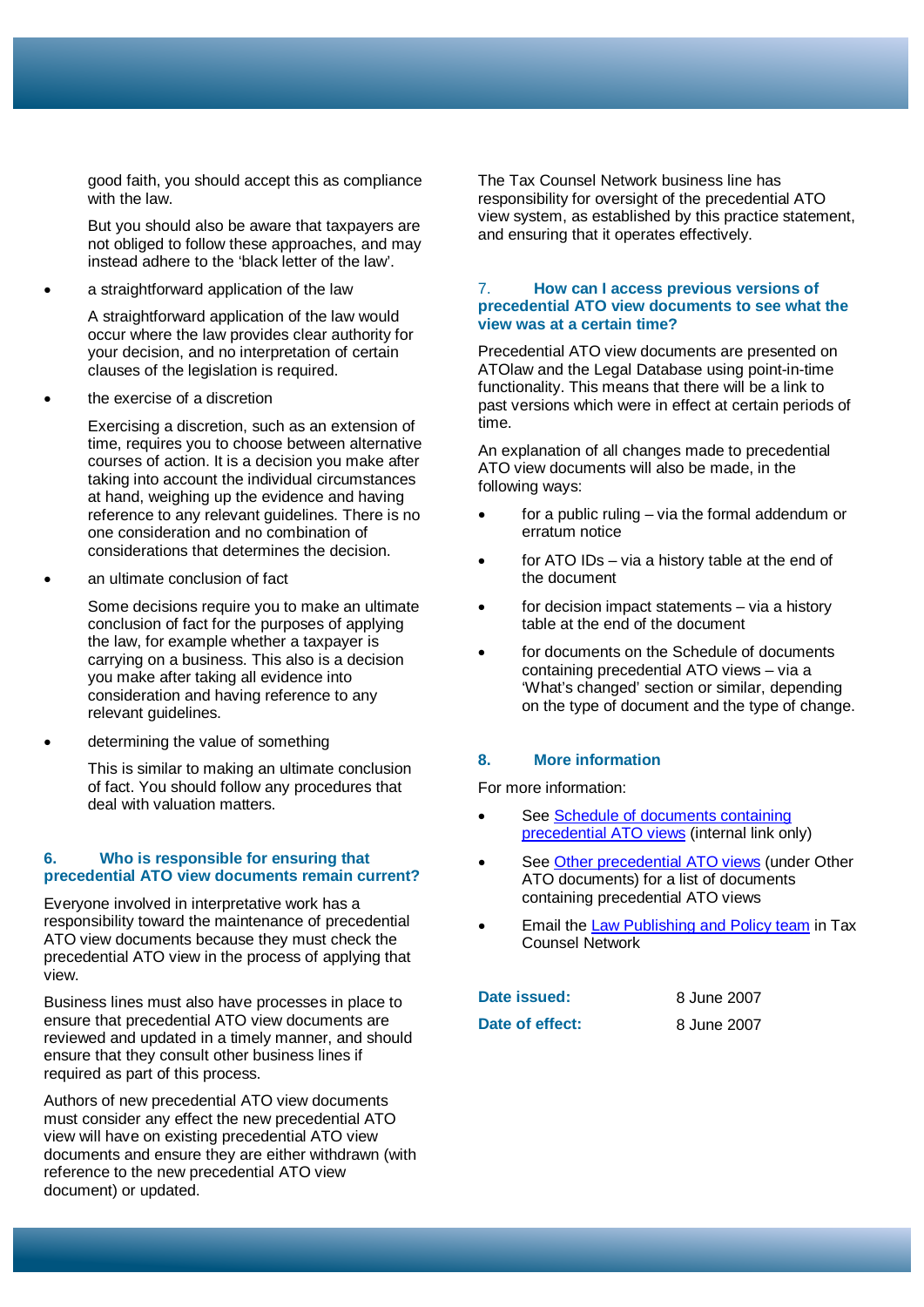good faith, you should accept this as compliance with the law.

But you should also be aware that taxpayers are not obliged to follow these approaches, and may instead adhere to the 'black letter of the law'.

- a straightforward application of the law

  A straightforward application of the law would occur where the law provides clear authority for your decision, and no interpretation of certain clauses of the legislation is required.

- the exercise of a discretion

  Exercising a discretion, such as an extension of time, requires you to choose between alternative courses of action. It is a decision you make after taking into account the individual circumstances at hand, weighing up the evidence and having reference to any relevant guidelines. There is no one consideration and no combination of considerations that determines the decision.

- an ultimate conclusion of fact

  Some decisions require you to make an ultimate conclusion of fact for the purposes of applying the law, for example whether a taxpayer is carrying on a business. This also is a decision you make after taking all evidence into consideration and having reference to any relevant guidelines.

- determining the value of something

  This is similar to making an ultimate conclusion of fact. You should follow any procedures that deal with valuation matters.

## 6. Who is responsible for ensuring that precedential ATO view documents remain current?

Everyone involved in interpretative work has a responsibility toward the maintenance of precedential ATO view documents because they must check the precedential ATO view in the process of applying that view.

Business lines must also have processes in place to ensure that precedential ATO view documents are reviewed and updated in a timely manner, and should ensure that they consult other business lines if required as part of this process.

Authors of new precedential ATO view documents must consider any effect the new precedential ATO view will have on existing precedential ATO view documents and ensure they are either withdrawn (with reference to the new precedential ATO view document) or updated.

The Tax Counsel Network business line has responsibility for oversight of the precedential ATO view system, as established by this practice statement, and ensuring that it operates effectively.

## 7. How can I access previous versions of precedential ATO view documents to see what the view was at a certain time?

Precedential ATO view documents are presented on ATOlaw and the Legal Database using point-in-time functionality. This means that there will be a link to past versions which were in effect at certain periods of time.

An explanation of all changes made to precedential ATO view documents will also be made, in the following ways:

- for a public ruling – via the formal addendum or erratum notice
- for ATO IDs – via a history table at the end of the document
- for decision impact statements – via a history table at the end of the document
- for documents on the Schedule of documents containing precedential ATO views – via a 'What's changed' section or similar, depending on the type of document and the type of change.

## 8. More information

For more information:

- See Schedule of documents containing precedential ATO views (internal link only)
- See Other precedential ATO views (under Other ATO documents) for a list of documents containing precedential ATO views
- Email the Law Publishing and Policy team in Tax Counsel Network

| | |
|---|---|
| **Date issued:** | 8 June 2007 |
| **Date of effect:** | 8 June 2007 |